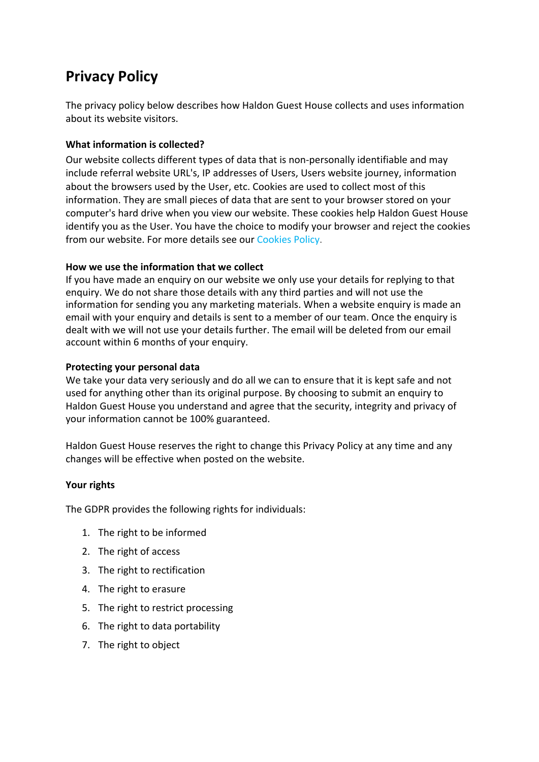# Privacy Policy

The privacy policy below describes how Haldon Guest House collects and uses information about its website visitors.

**What information is collected?**

Our website collects different types of data that is non-personally identifiable and may include referral website URL's, IP addresses of Users, Users website journey, information about the browsers used by the User, etc. Cookies are used to collect most of this information. They are small pieces of data that are sent to your browser stored on your computer's hard drive when you view our website. These cookies help Haldon Guest House identify you as the User. You have the choice to modify your browser and reject the cookies from our website. For more details see our Cookies Policy.

**How we use the information that we collect**

If you have made an enquiry on our website we only use your details for replying to that enquiry. We do not share those details with any third parties and will not use the information for sending you any marketing materials. When a website enquiry is made an email with your enquiry and details is sent to a member of our team. Once the enquiry is dealt with we will not use your details further. The email will be deleted from our email account within 6 months of your enquiry.

**Protecting your personal data**

We take your data very seriously and do all we can to ensure that it is kept safe and not used for anything other than its original purpose. By choosing to submit an enquiry to Haldon Guest House you understand and agree that the security, integrity and privacy of your information cannot be 100% guaranteed.

Haldon Guest House reserves the right to change this Privacy Policy at any time and any changes will be effective when posted on the website.

**Your rights**

The GDPR provides the following rights for individuals:

1. The right to be informed
2. The right of access
3. The right to rectification
4. The right to erasure
5. The right to restrict processing
6. The right to data portability
7. The right to object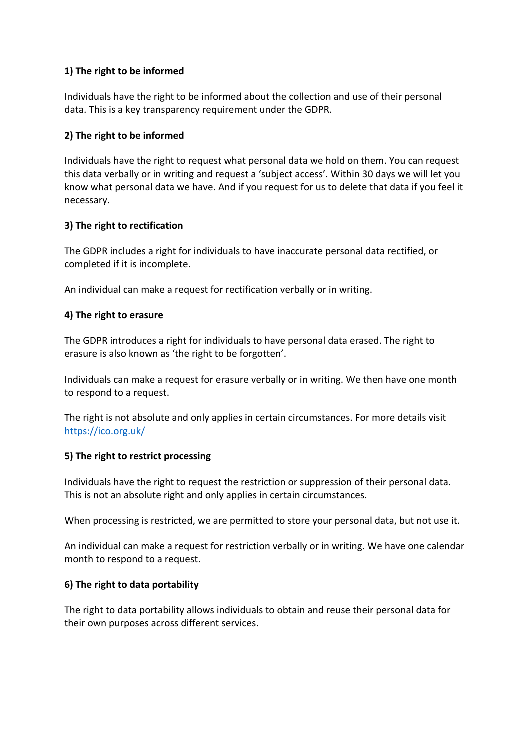**1) The right to be informed**

Individuals have the right to be informed about the collection and use of their personal data. This is a key transparency requirement under the GDPR.

**2) The right to be informed**

Individuals have the right to request what personal data we hold on them. You can request this data verbally or in writing and request a 'subject access'. Within 30 days we will let you know what personal data we have. And if you request for us to delete that data if you feel it necessary.

**3) The right to rectification**

The GDPR includes a right for individuals to have inaccurate personal data rectified, or completed if it is incomplete.

An individual can make a request for rectification verbally or in writing.

**4) The right to erasure**

The GDPR introduces a right for individuals to have personal data erased. The right to erasure is also known as 'the right to be forgotten'.

Individuals can make a request for erasure verbally or in writing. We then have one month to respond to a request.

The right is not absolute and only applies in certain circumstances. For more details visit [https://ico.org.uk/](https://ico.org.uk/)

**5) The right to restrict processing**

Individuals have the right to request the restriction or suppression of their personal data. This is not an absolute right and only applies in certain circumstances.

When processing is restricted, we are permitted to store your personal data, but not use it.

An individual can make a request for restriction verbally or in writing. We have one calendar month to respond to a request.

**6) The right to data portability**

The right to data portability allows individuals to obtain and reuse their personal data for their own purposes across different services.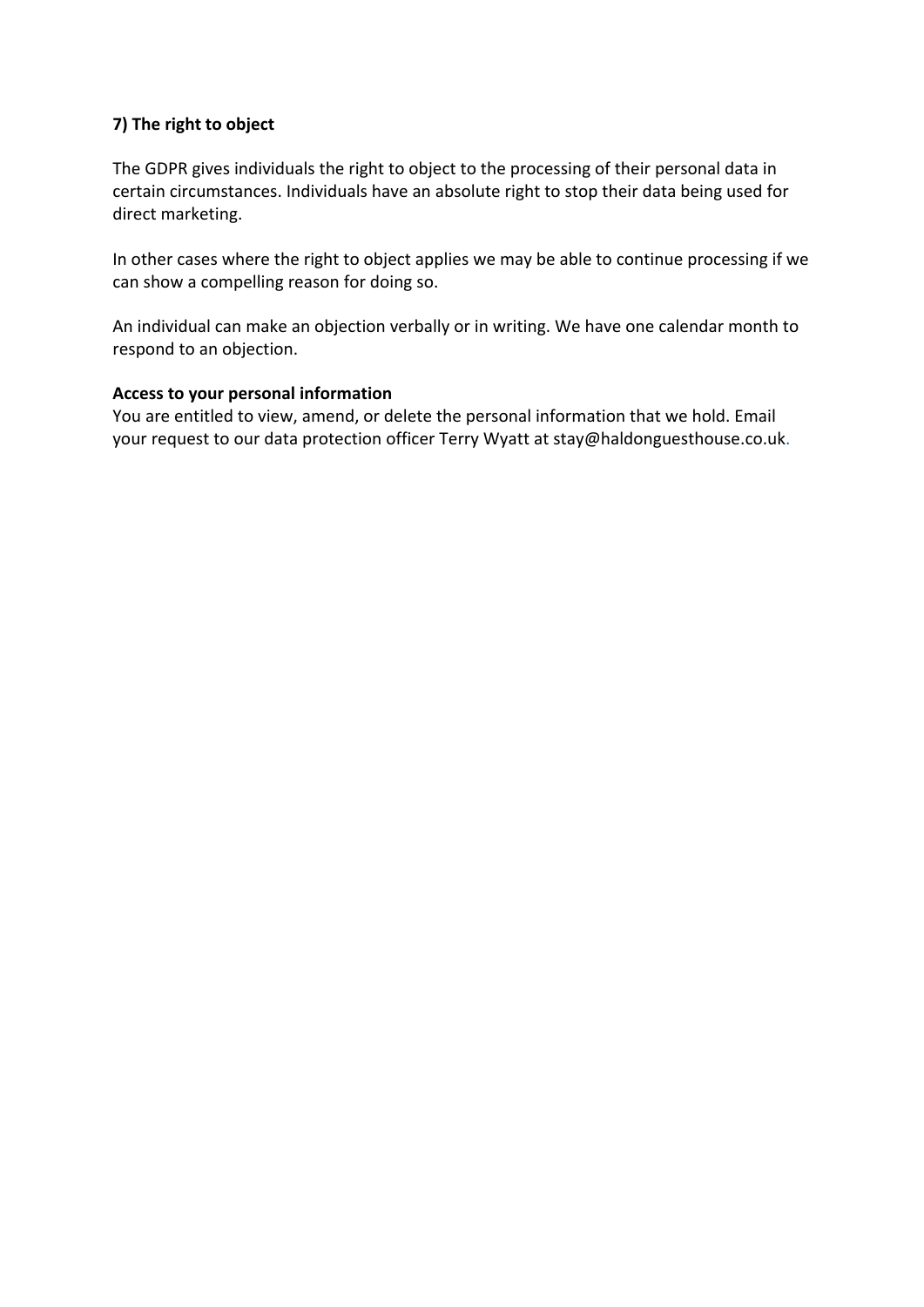**7) The right to object**

The GDPR gives individuals the right to object to the processing of their personal data in certain circumstances. Individuals have an absolute right to stop their data being used for direct marketing.

In other cases where the right to object applies we may be able to continue processing if we can show a compelling reason for doing so.

An individual can make an objection verbally or in writing. We have one calendar month to respond to an objection.

**Access to your personal information**
You are entitled to view, amend, or delete the personal information that we hold. Email your request to our data protection officer Terry Wyatt at stay@haldonguesthouse.co.uk.